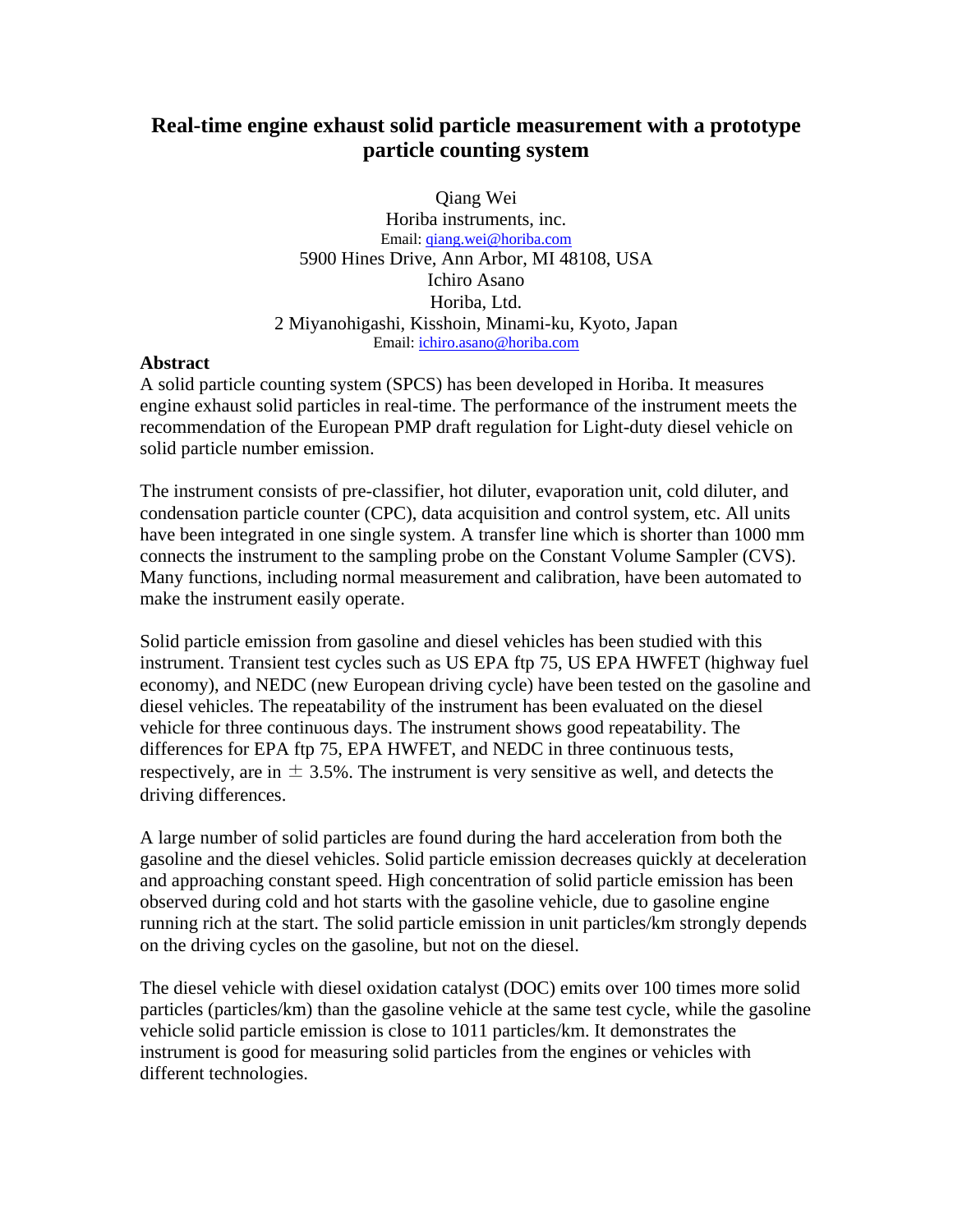# Real-time engine exhaust solid particle measurement with a prototype particle counting system

Qiang Wei
Horiba instruments, inc.
Email: qiang.wei@horiba.com
5900 Hines Drive, Ann Arbor, MI 48108, USA
Ichiro Asano
Horiba, Ltd.
2 Miyanohigashi, Kisshoin, Minami-ku, Kyoto, Japan
Email: ichiro.asano@horiba.com

## Abstract

A solid particle counting system (SPCS) has been developed in Horiba. It measures engine exhaust solid particles in real-time. The performance of the instrument meets the recommendation of the European PMP draft regulation for Light-duty diesel vehicle on solid particle number emission.

The instrument consists of pre-classifier, hot diluter, evaporation unit, cold diluter, and condensation particle counter (CPC), data acquisition and control system, etc. All units have been integrated in one single system. A transfer line which is shorter than 1000 mm connects the instrument to the sampling probe on the Constant Volume Sampler (CVS). Many functions, including normal measurement and calibration, have been automated to make the instrument easily operate.

Solid particle emission from gasoline and diesel vehicles has been studied with this instrument. Transient test cycles such as US EPA ftp 75, US EPA HWFET (highway fuel economy), and NEDC (new European driving cycle) have been tested on the gasoline and diesel vehicles. The repeatability of the instrument has been evaluated on the diesel vehicle for three continuous days. The instrument shows good repeatability. The differences for EPA ftp 75, EPA HWFET, and NEDC in three continuous tests, respectively, are in $\pm$ 3.5%. The instrument is very sensitive as well, and detects the driving differences.

A large number of solid particles are found during the hard acceleration from both the gasoline and the diesel vehicles. Solid particle emission decreases quickly at deceleration and approaching constant speed. High concentration of solid particle emission has been observed during cold and hot starts with the gasoline vehicle, due to gasoline engine running rich at the start. The solid particle emission in unit particles/km strongly depends on the driving cycles on the gasoline, but not on the diesel.

The diesel vehicle with diesel oxidation catalyst (DOC) emits over 100 times more solid particles (particles/km) than the gasoline vehicle at the same test cycle, while the gasoline vehicle solid particle emission is close to $10^{11}$ particles/km. It demonstrates the instrument is good for measuring solid particles from the engines or vehicles with different technologies.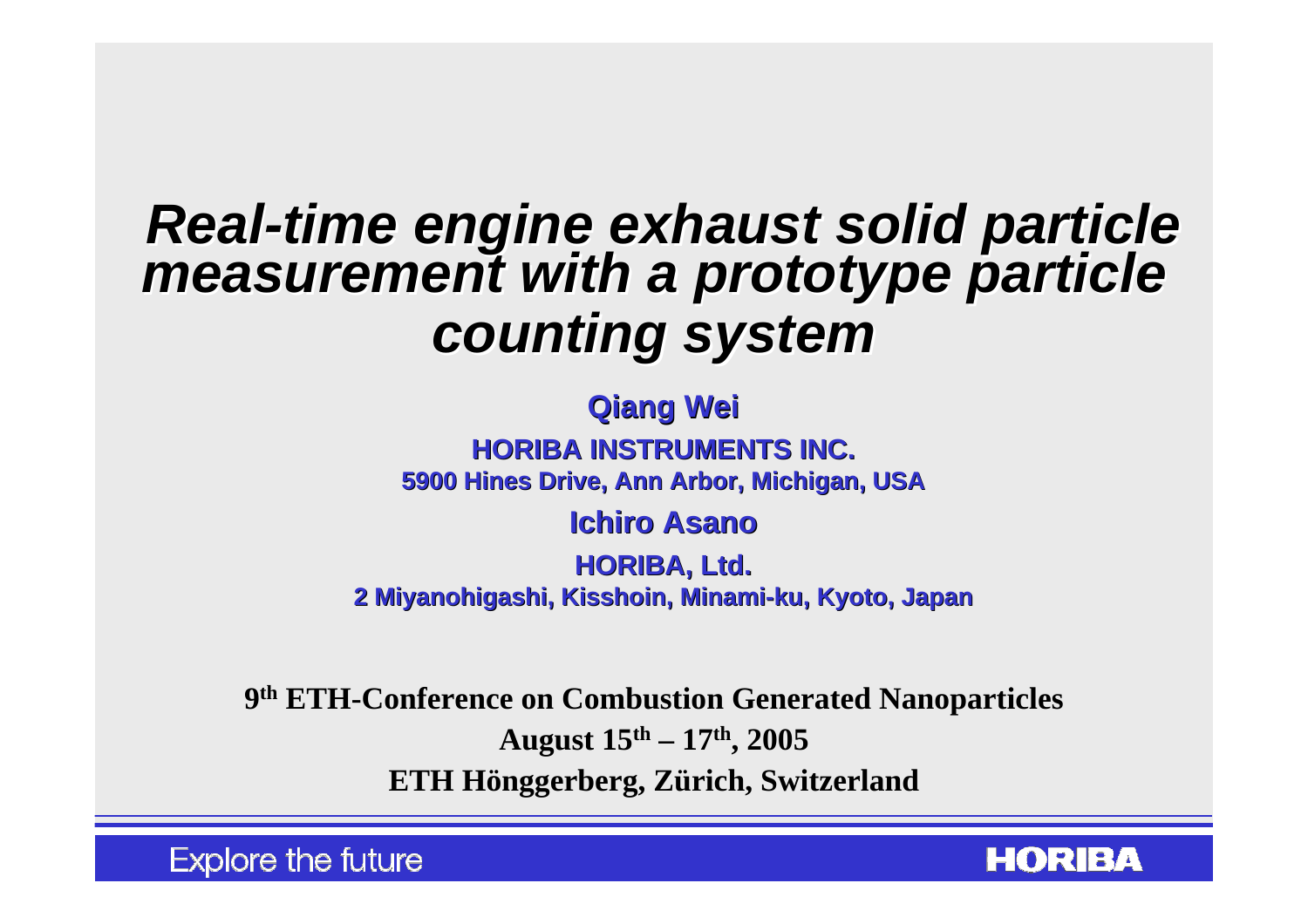# *Real-time engine exhaust solid particle measurement with a prototype particle counting system*

**Qiang Wei**

**HORIBA INSTRUMENTS INC.**

**5900 Hines Drive, Ann Arbor, Michigan, USA**

**Ichiro Asano**

**HORIBA, Ltd.**

**2 Miyanohigashi, Kisshoin, Minami-ku, Kyoto, Japan**

**9th ETH-Conference on Combustion Generated Nanoparticles**

**August 15th – 17th, 2005**

**ETH Hönggerberg, Zürich, Switzerland**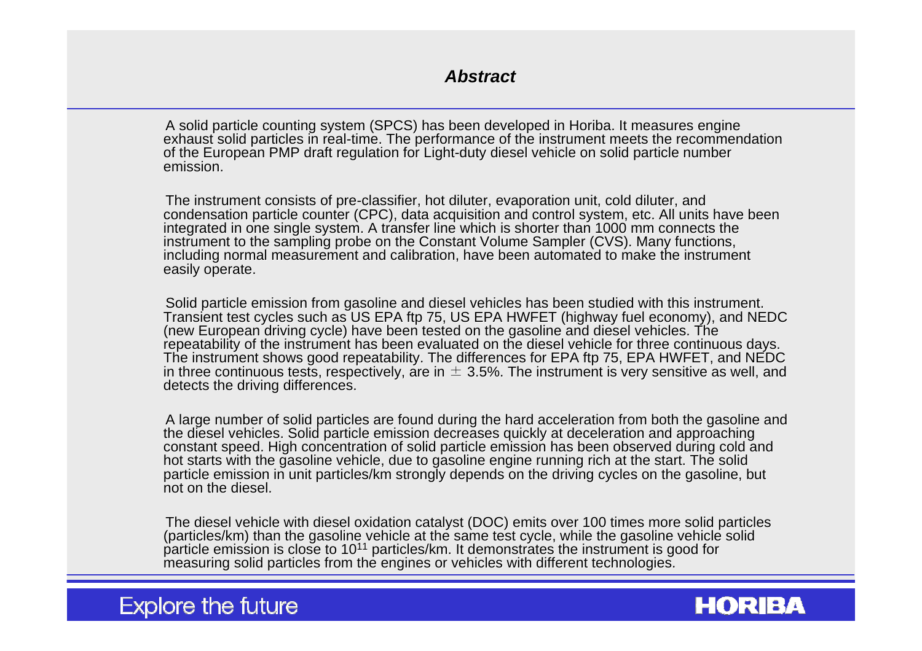## *Abstract*

A solid particle counting system (SPCS) has been developed in Horiba. It measures engine exhaust solid particles in real-time. The performance of the instrument meets the recommendation of the European PMP draft regulation for Light-duty diesel vehicle on solid particle number emission.

The instrument consists of pre-classifier, hot diluter, evaporation unit, cold diluter, and condensation particle counter (CPC), data acquisition and control system, etc. All units have been integrated in one single system. A transfer line which is shorter than 1000 mm connects the instrument to the sampling probe on the Constant Volume Sampler (CVS). Many functions, including normal measurement and calibration, have been automated to make the instrument easily operate.

Solid particle emission from gasoline and diesel vehicles has been studied with this instrument. Transient test cycles such as US EPA ftp 75, US EPA HWFET (highway fuel economy), and NEDC (new European driving cycle) have been tested on the gasoline and diesel vehicles. The repeatability of the instrument has been evaluated on the diesel vehicle for three continuous days. The instrument shows good repeatability. The differences for EPA ftp 75, EPA HWFET, and NEDC in three continuous tests, respectively, are in $\pm$ 3.5%. The instrument is very sensitive as well, and detects the driving differences.

A large number of solid particles are found during the hard acceleration from both the gasoline and the diesel vehicles. Solid particle emission decreases quickly at deceleration and approaching constant speed. High concentration of solid particle emission has been observed during cold and hot starts with the gasoline vehicle, due to gasoline engine running rich at the start. The solid particle emission in unit particles/km strongly depends on the driving cycles on the gasoline, but not on the diesel.

The diesel vehicle with diesel oxidation catalyst (DOC) emits over 100 times more solid particles (particles/km) than the gasoline vehicle at the same test cycle, while the gasoline vehicle solid particle emission is close to $10^{11}$ particles/km. It demonstrates the instrument is good for measuring solid particles from the engines or vehicles with different technologies.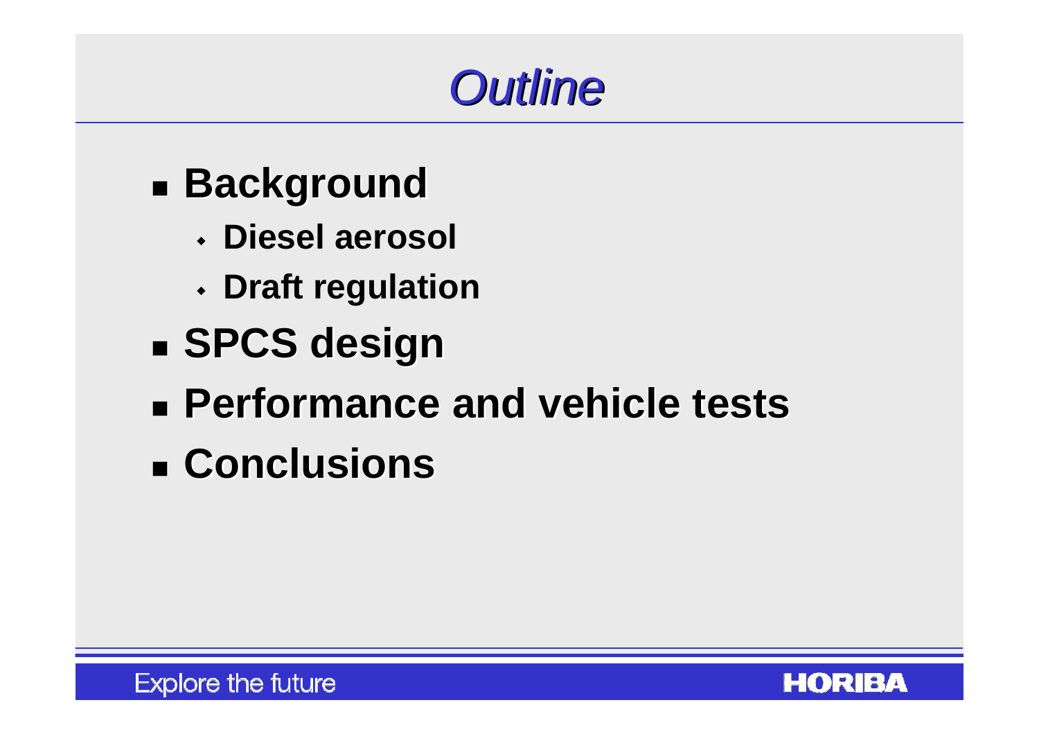# *Outline*

- **Background**
  - **Diesel aerosol**
  - **Draft regulation**
- **SPCS design**
- **Performance and vehicle tests**
- **Conclusions**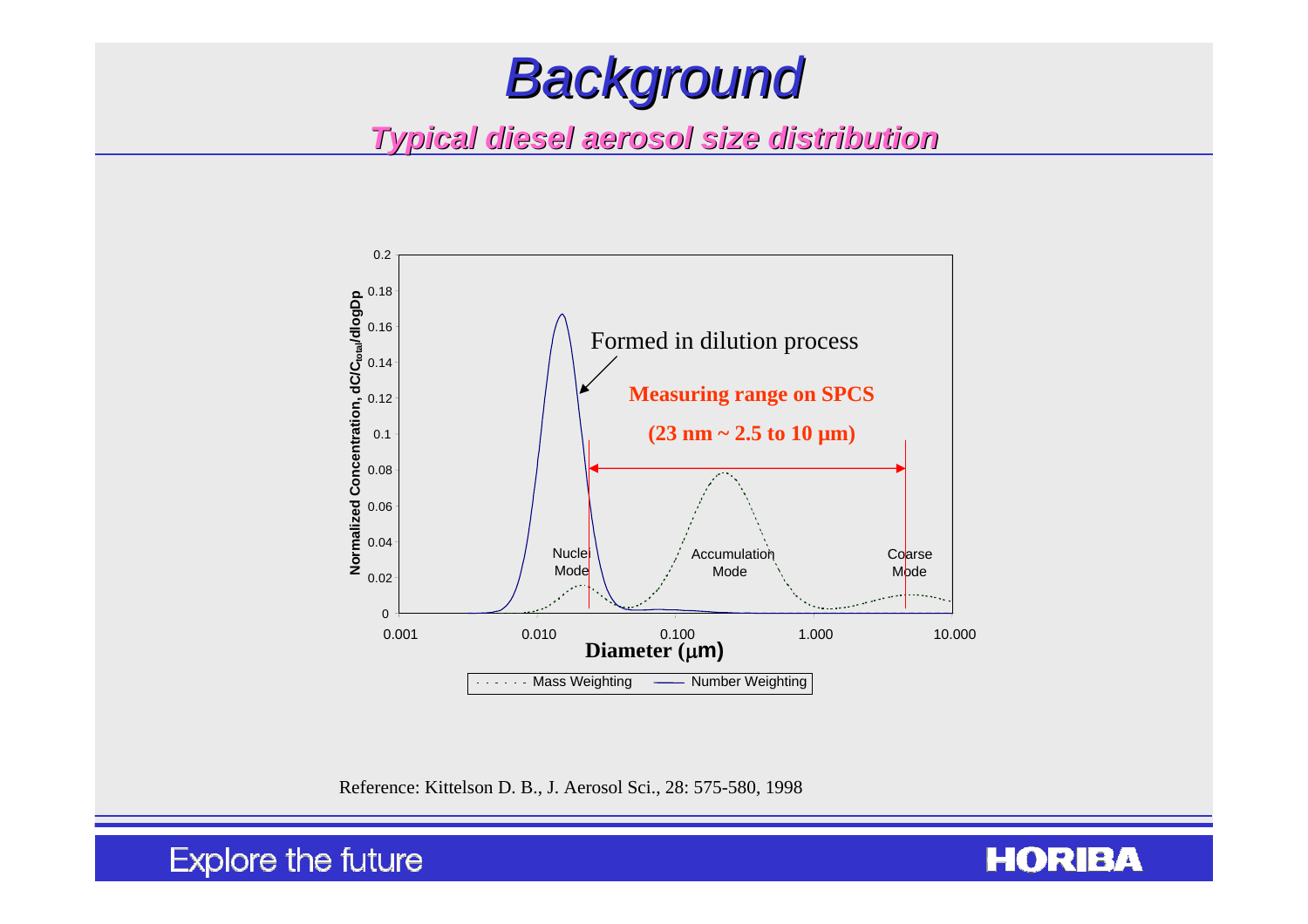# Background

## Typical diesel aerosol size distribution

Formed in dilution process

**Measuring range on SPCS**

**(23 nm ~ 2.5 to 10 µm)**

Nuclei Mode

Accumulation Mode

Coarse Mode

Normalized Concentration, $dC/C_{total}/dlogDp$

Diameter (µm)

Mass Weighting — Number Weighting

Reference: Kittelson D. B., J. Aerosol Sci., 28: 575-580, 1998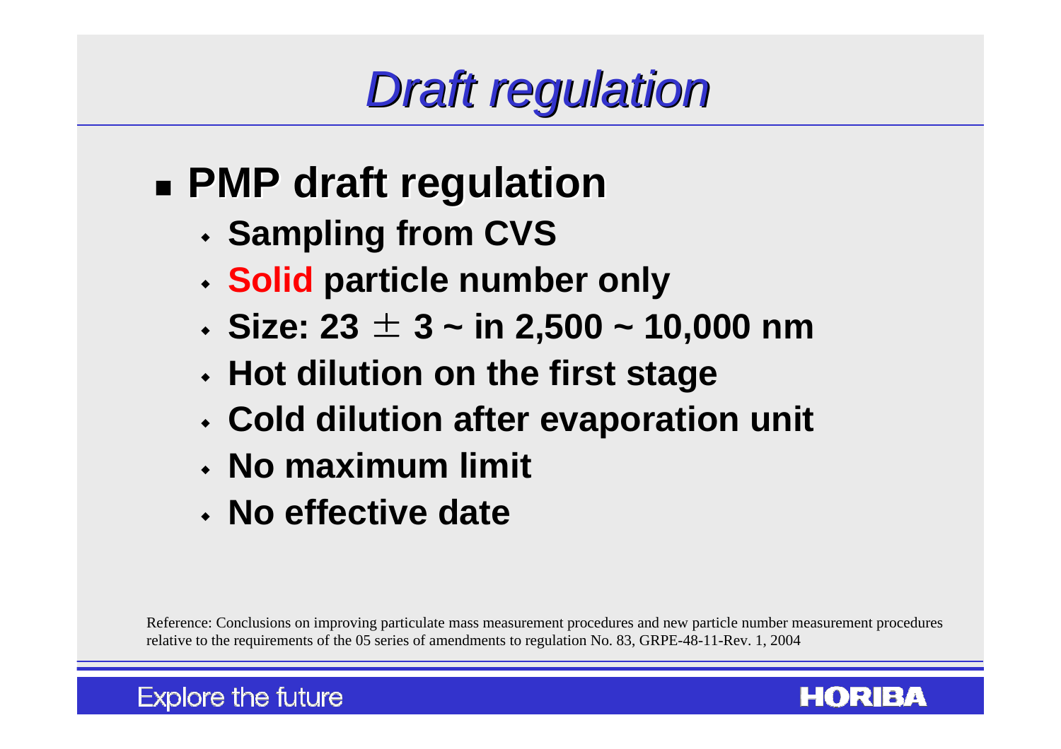# Draft regulation

- **PMP draft regulation**
  - **Sampling from CVS**
  - **Solid particle number only**
  - **Size: 23 ± 3 ~ in 2,500 ~ 10,000 nm**
  - **Hot dilution on the first stage**
  - **Cold dilution after evaporation unit**
  - **No maximum limit**
  - **No effective date**

Reference: Conclusions on improving particulate mass measurement procedures and new particle number measurement procedures relative to the requirements of the 05 series of amendments to regulation No. 83, GRPE-48-11-Rev. 1, 2004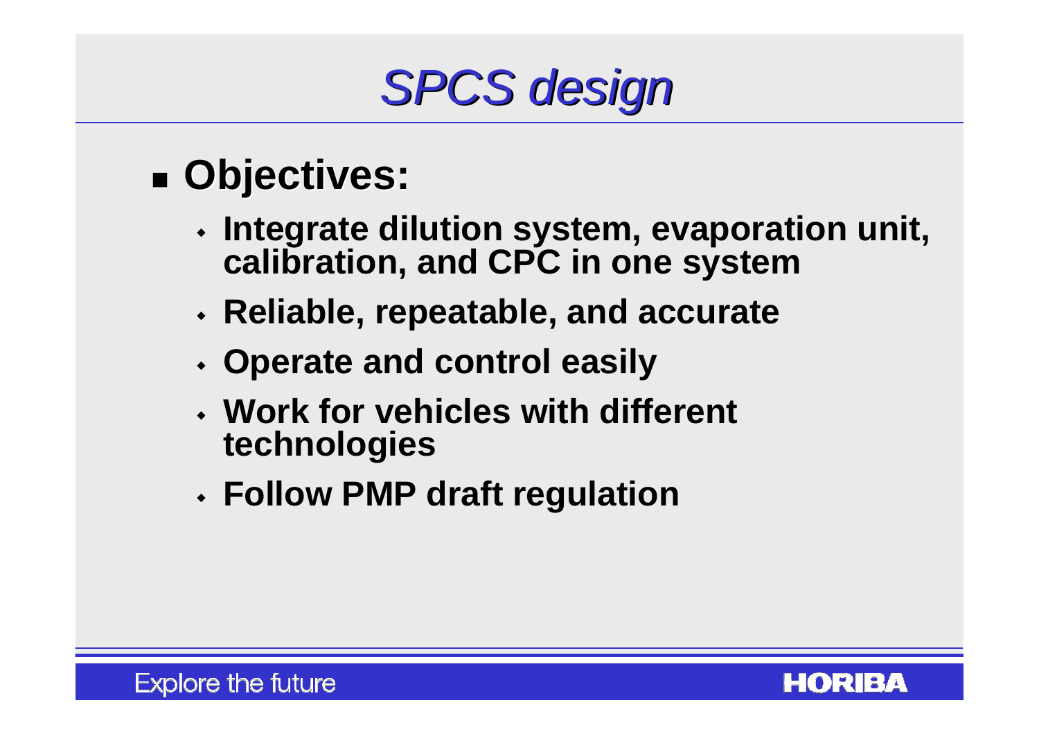# SPCS design

- **Objectives:**
  - **Integrate dilution system, evaporation unit, calibration, and CPC in one system**
  - **Reliable, repeatable, and accurate**
  - **Operate and control easily**
  - **Work for vehicles with different technologies**
  - **Follow PMP draft regulation**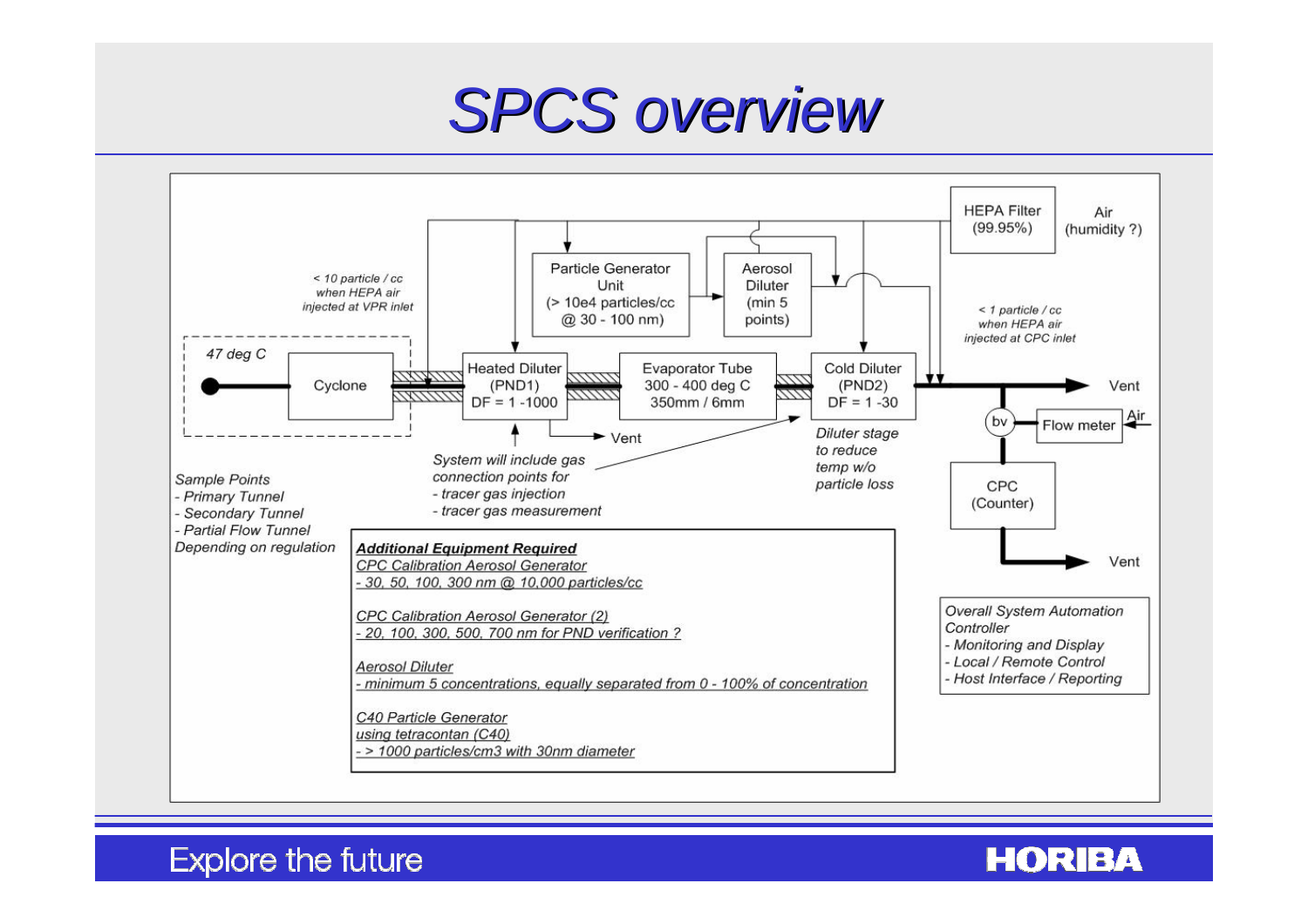# SPCS overview

47 deg C

Cyclone

< 10 particle / cc when HEPA air injected at VPR inlet

Heated Diluter (PND1) DF = 1 -1000

Particle Generator Unit (> 10e4 particles/cc @ 30 - 100 nm)

Aerosol Diluter (min 5 points)

Evaporator Tube 300 - 400 deg C 350mm / 6mm

Cold Diluter (PND2) DF = 1 -30

HEPA Filter (99.95%)

Air (humidity ?)

< 1 particle / cc when HEPA air injected at CPC inlet

Vent

bv

Flow meter

Air

CPC (Counter)

Vent

Vent

*Diluter stage to reduce temp w/o particle loss*

*System will include gas connection points for*
*- tracer gas injection*
*- tracer gas measurement*

*Sample Points*
*- Primary Tunnel*
*- Secondary Tunnel*
*- Partial Flow Tunnel*
*Depending on regulation*

***Additional Equipment Required***

*CPC Calibration Aerosol Generator*
*- 30, 50, 100, 300 nm @ 10,000 particles/cc*

*CPC Calibration Aerosol Generator (2)*
*- 20, 100, 300, 500, 700 nm for PND verification ?*

*Aerosol Diluter*
*- minimum 5 concentrations, equally separated from 0 - 100% of concentration*

*C40 Particle Generator*
*using tetracontan (C40)*
*- > 1000 particles/cm3 with 30nm diameter*

*Overall System Automation Controller*
*- Monitoring and Display*
*- Local / Remote Control*
*- Host Interface / Reporting*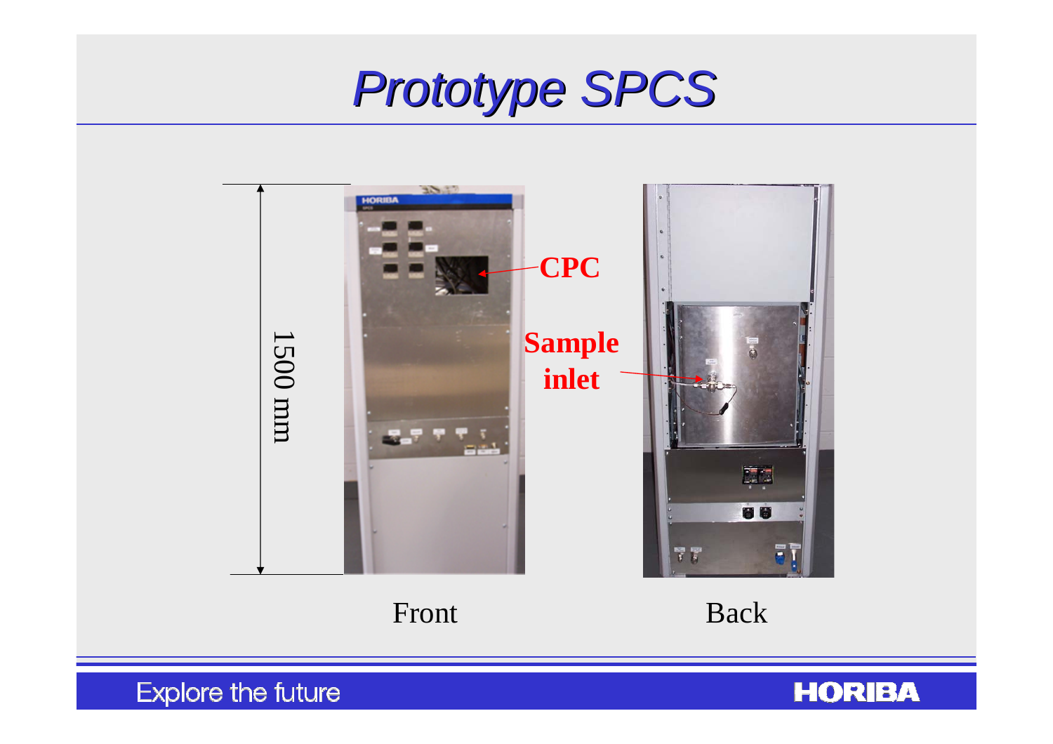# Prototype SPCS

1500 mm

CPC

Sample inlet

Front

Back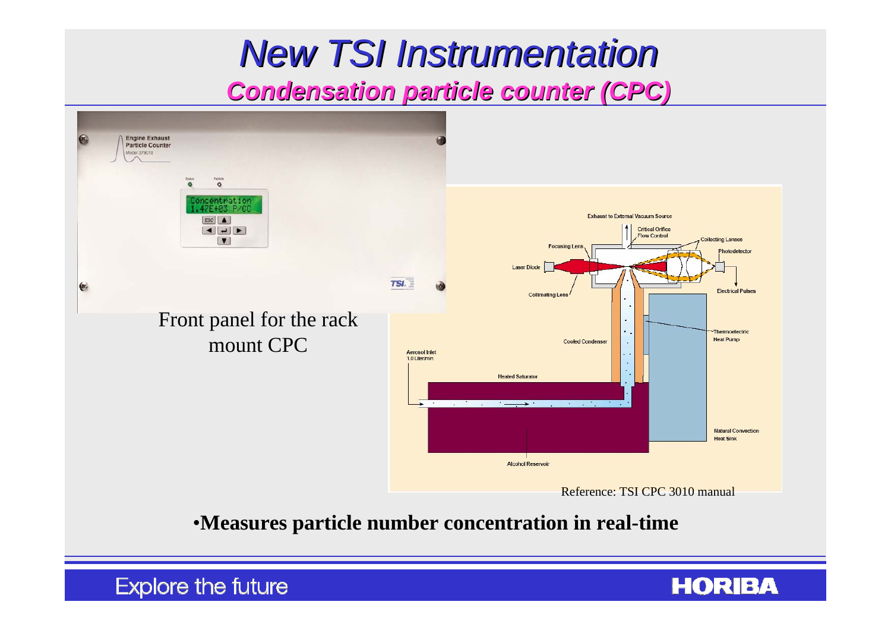# New TSI Instrumentation

## Condensation particle counter (CPC)

Front panel for the rack mount CPC

Reference: TSI CPC 3010 manual

- **Measures particle number concentration in real-time**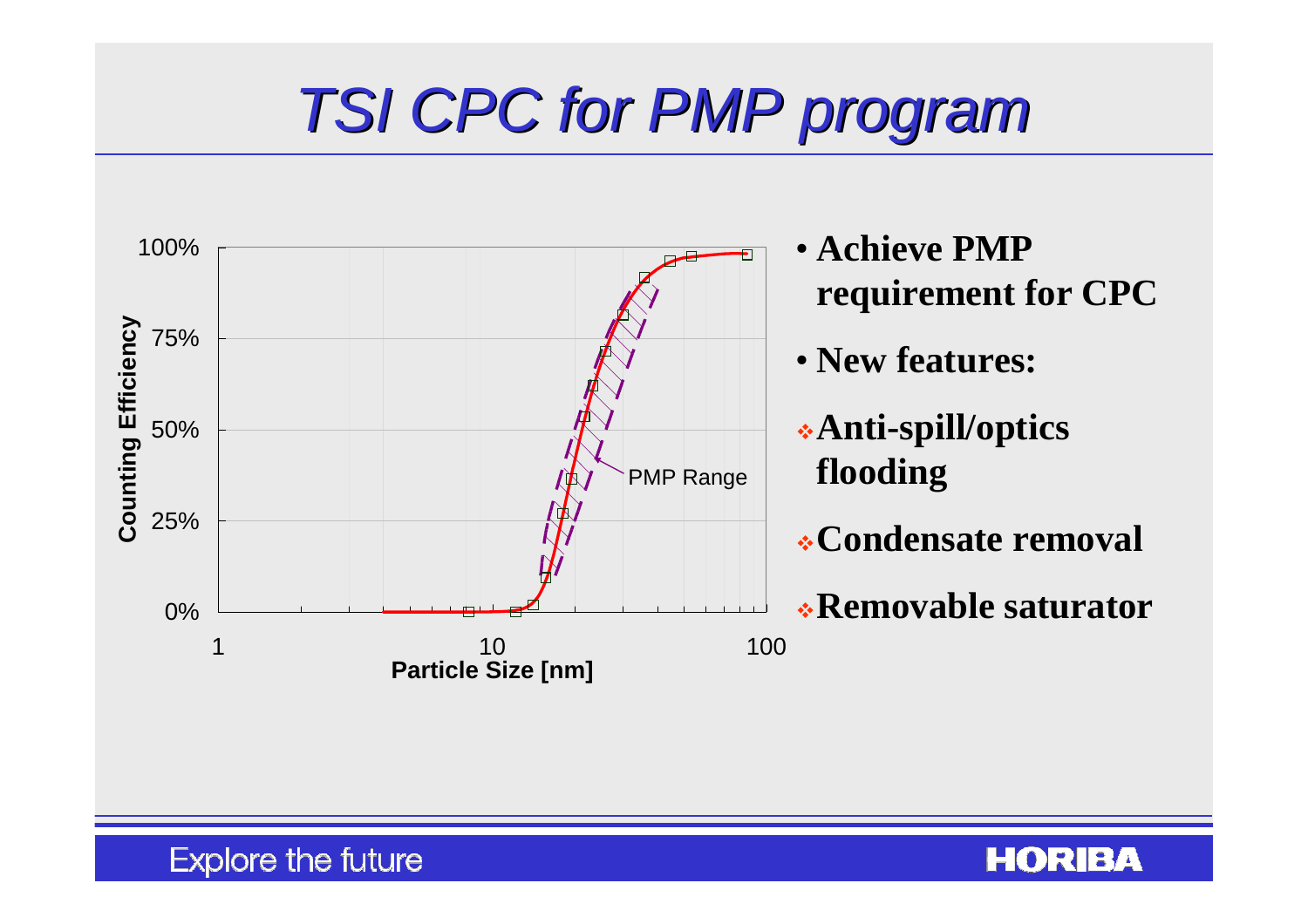# TSI CPC for PMP program

- **Achieve PMP requirement for CPC**
- **New features:**
  - **Anti-spill/optics flooding**
  - **Condensate removal**
  - **Removable saturator**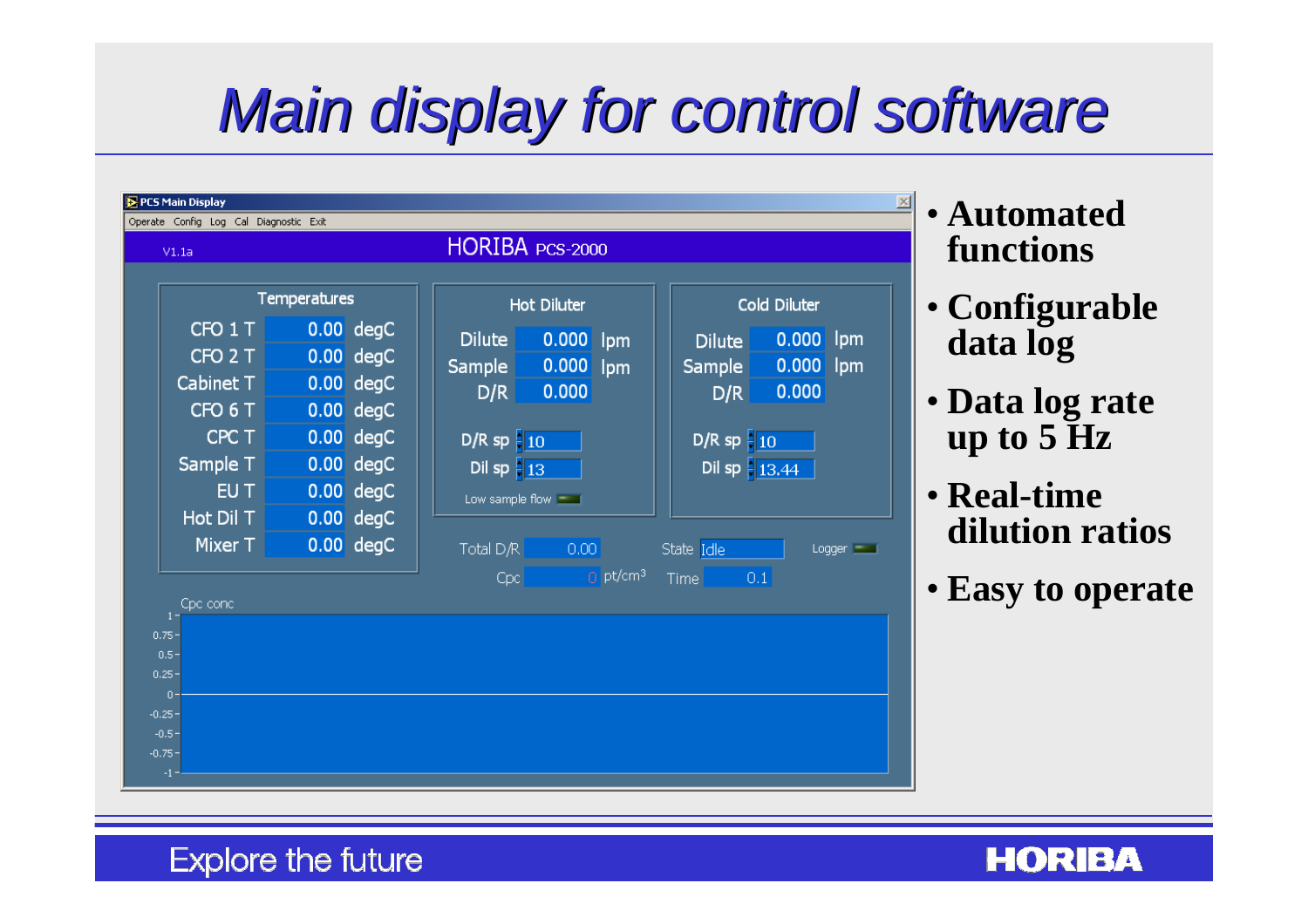# Main display for control software

PCS Main Display

Operate Config Log Cal Diagnostic Exit

V1.1a HORIBA PCS-2000

| Temperatures | | |
|---|---|---|
| CFO 1 T | 0.00 | degC |
| CFO 2 T | 0.00 | degC |
| Cabinet T | 0.00 | degC |
| CFO 6 T | 0.00 | degC |
| CPC T | 0.00 | degC |
| Sample T | 0.00 | degC |
| EU T | 0.00 | degC |
| Hot Dil T | 0.00 | degC |
| Mixer T | 0.00 | degC |

| Hot Diluter | | |
|---|---|---|
| Dilute | 0.000 | lpm |
| Sample | 0.000 | lpm |
| D/R | 0.000 | |
| D/R sp | 10 | |
| Dil sp | 13 | |

Low sample flow

| Cold Diluter | | |
|---|---|---|
| Dilute | 0.000 | lpm |
| Sample | 0.000 | lpm |
| D/R | 0.000 | |
| D/R sp | 10 | |
| Dil sp | 13.44 | |

Total D/R 0.00 State Idle Logger

Cpc 0 pt/cm3 Time 0.1

Cpc conc

- Automated functions
- Configurable data log
- Data log rate up to 5 Hz
- Real-time dilution ratios
- Easy to operate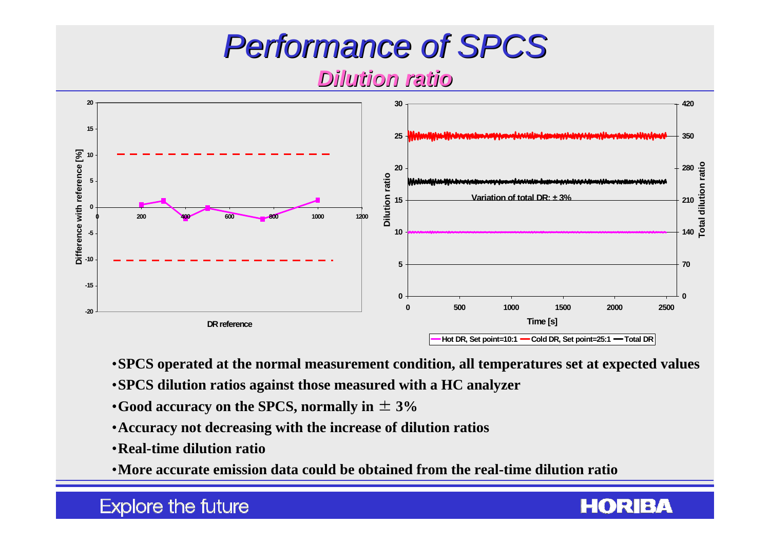# Performance of SPCS

## Dilution ratio

- SPCS operated at the normal measurement condition, all temperatures set at expected values
- SPCS dilution ratios against those measured with a HC analyzer
- Good accuracy on the SPCS, normally in ± 3%
- Accuracy not decreasing with the increase of dilution ratios
- Real-time dilution ratio
- More accurate emission data could be obtained from the real-time dilution ratio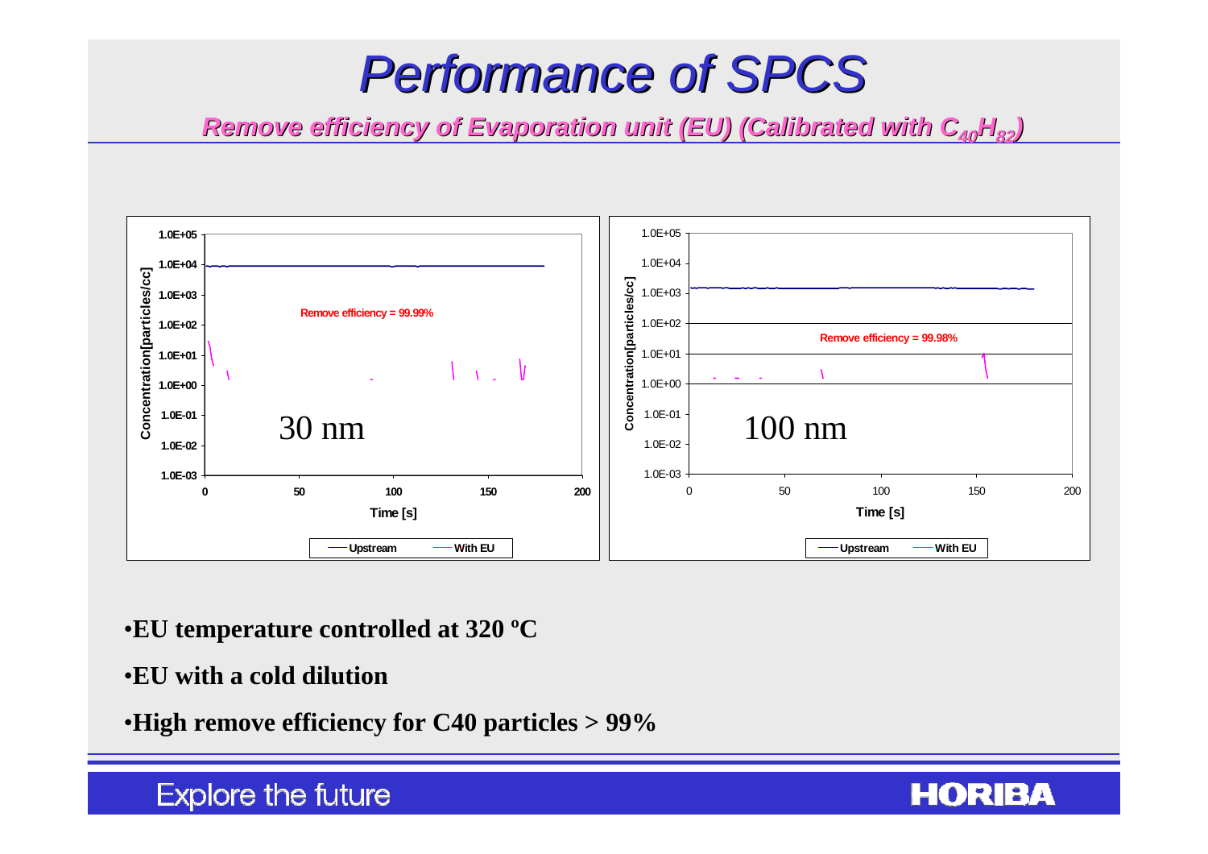# Performance of SPCS

## *Remove efficiency of Evaporation unit (EU) (Calibrated with $C_{40}H_{82}$)*

Remove efficiency = 99.99%

30 nm

Remove efficiency = 99.98%

100 nm

- **EU temperature controlled at 320 ºC**
- **EU with a cold dilution**
- **High remove efficiency for C40 particles > 99%**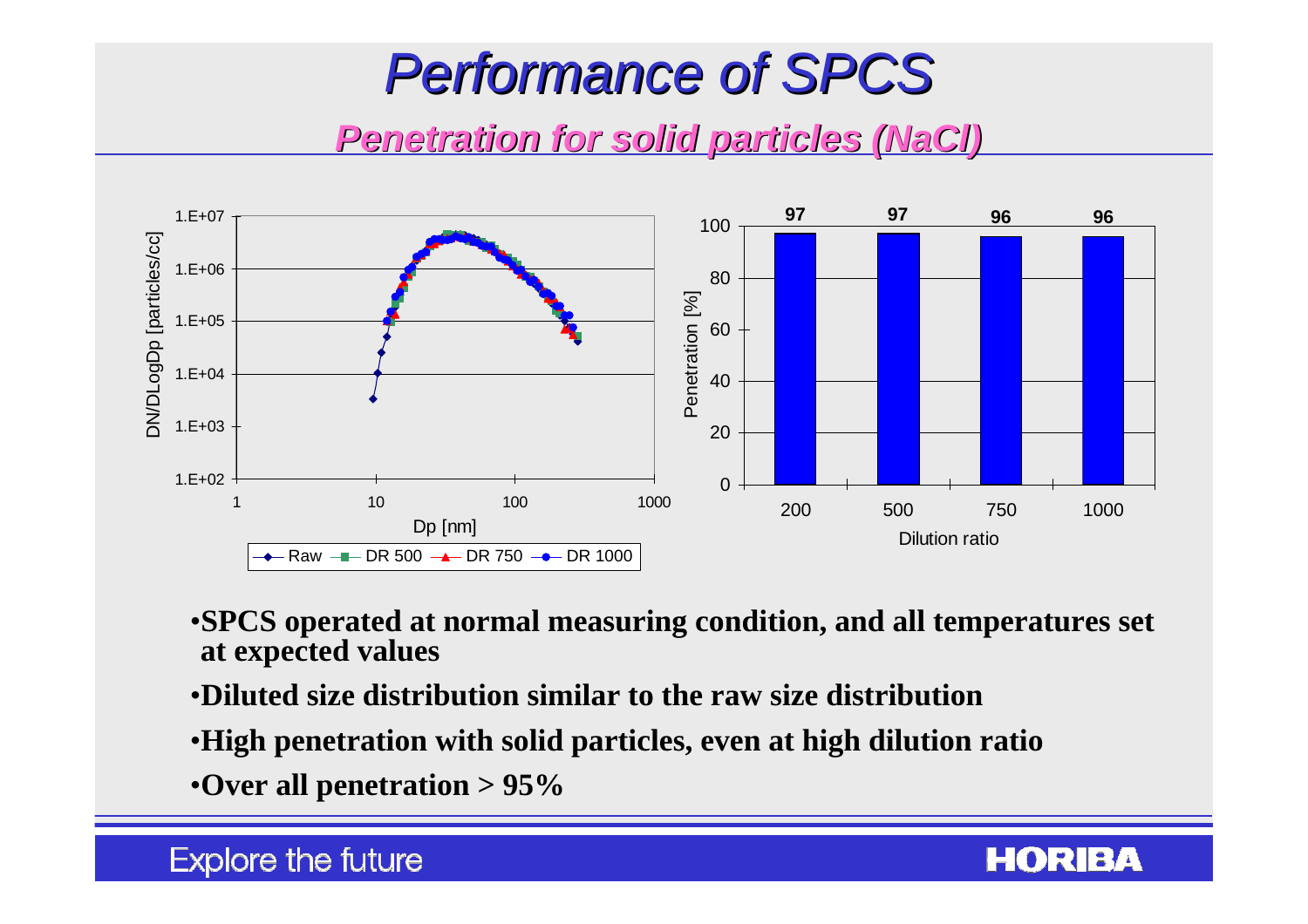# Performance of SPCS

## Penetration for solid particles (NaCl)

| Dilution ratio | 200 | 500 | 750 | 1000 |
|---|---|---|---|---|
| Penetration [%] | 97 | 97 | 96 | 96 |

- **SPCS operated at normal measuring condition, and all temperatures set at expected values**
- **Diluted size distribution similar to the raw size distribution**
- **High penetration with solid particles, even at high dilution ratio**
- **Over all penetration > 95%**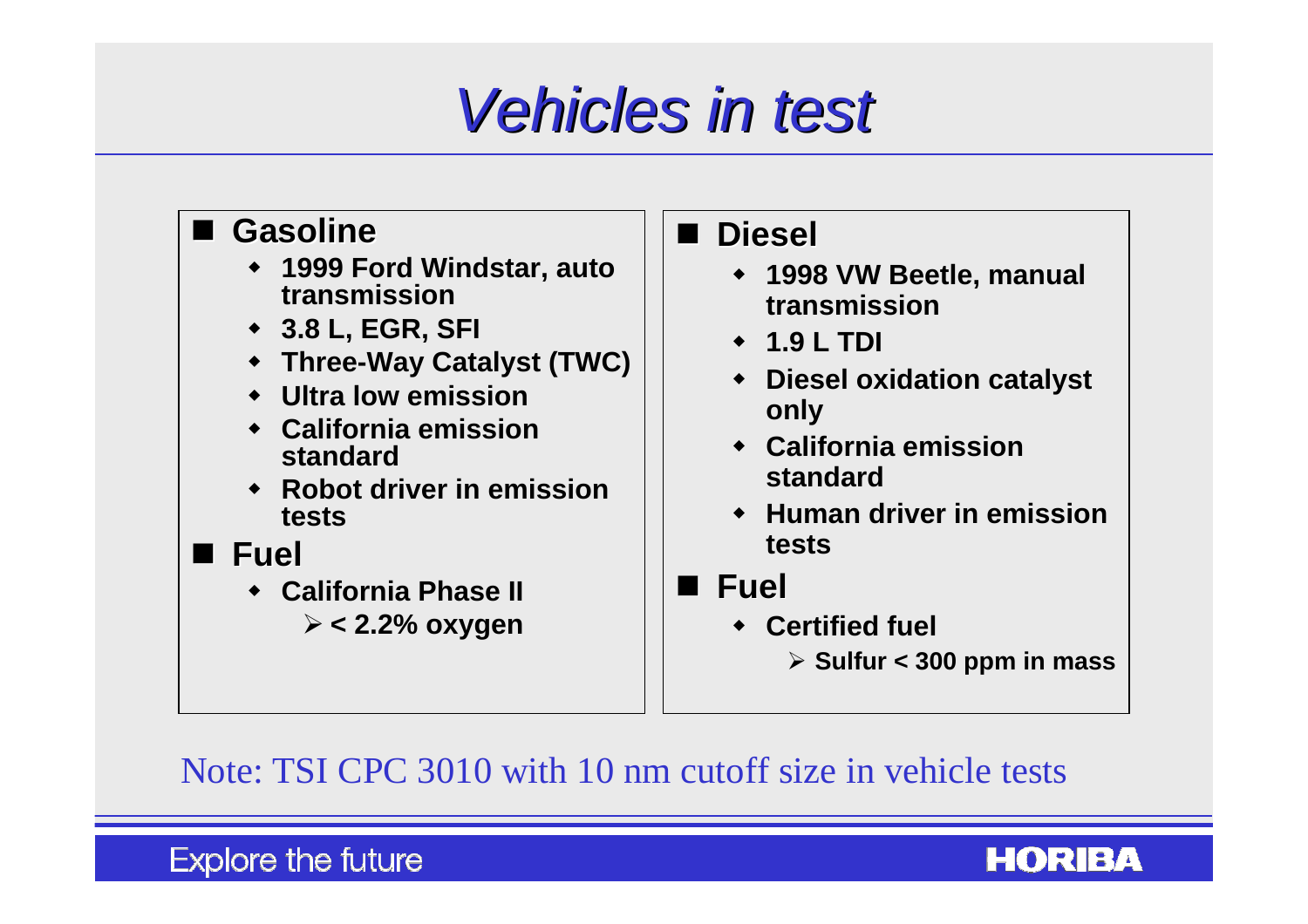# Vehicles in test

- **Gasoline**
  - **1999 Ford Windstar, auto transmission**
  - **3.8 L, EGR, SFI**
  - **Three-Way Catalyst (TWC)**
  - **Ultra low emission**
  - **California emission standard**
  - **Robot driver in emission tests**
- **Fuel**
  - **California Phase II**
    - **< 2.2% oxygen**

- **Diesel**
  - **1998 VW Beetle, manual transmission**
  - **1.9 L TDI**
  - **Diesel oxidation catalyst only**
  - **California emission standard**
  - **Human driver in emission tests**
- **Fuel**
  - **Certified fuel**
    - **Sulfur < 300 ppm in mass**

Note: TSI CPC 3010 with 10 nm cutoff size in vehicle tests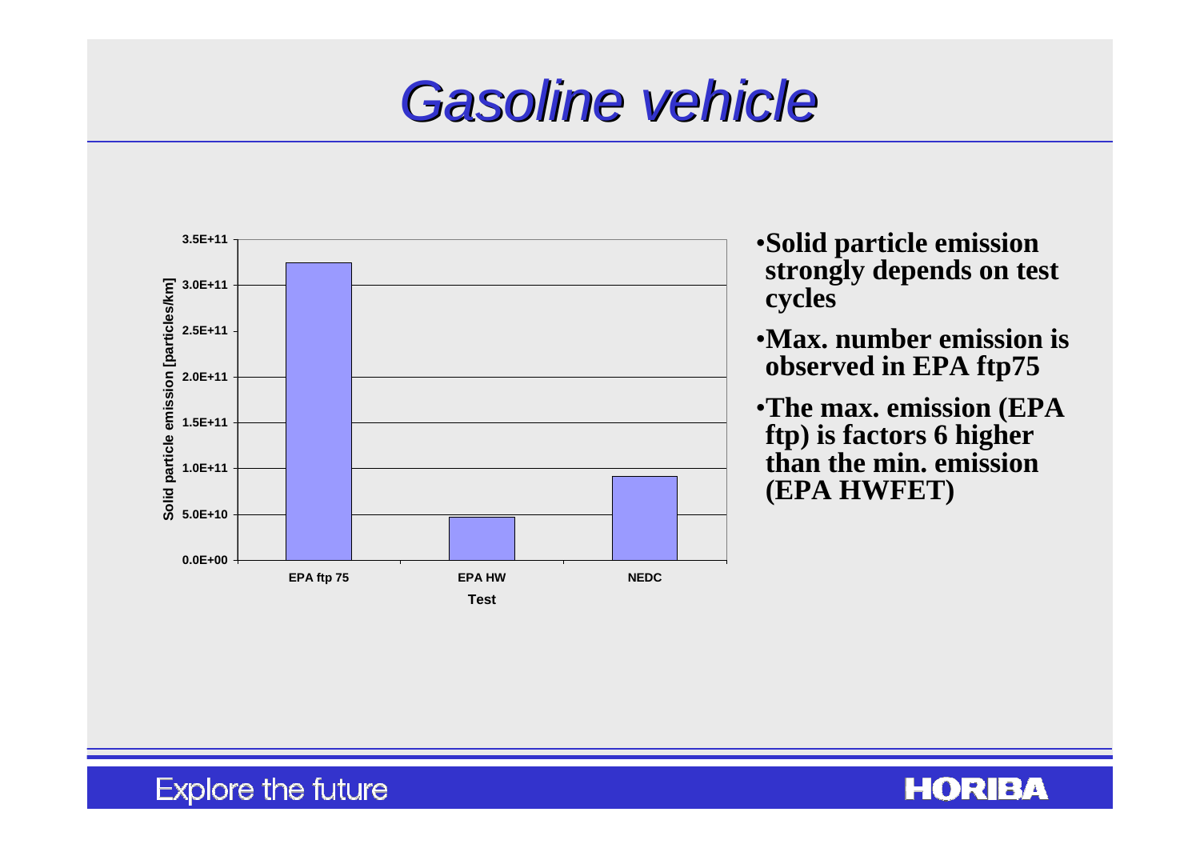# Gasoline vehicle

| Test | Solid particle emission [particles/km] |
| --- | --- |
| EPA ftp 75 | ~3.25E+11 |
| EPA HW | ~4.7E+10 |
| NEDC | ~9.2E+10 |

- **Solid particle emission strongly depends on test cycles**
- **Max. number emission is observed in EPA ftp75**
- **The max. emission (EPA ftp) is factors 6 higher than the min. emission (EPA HWFET)**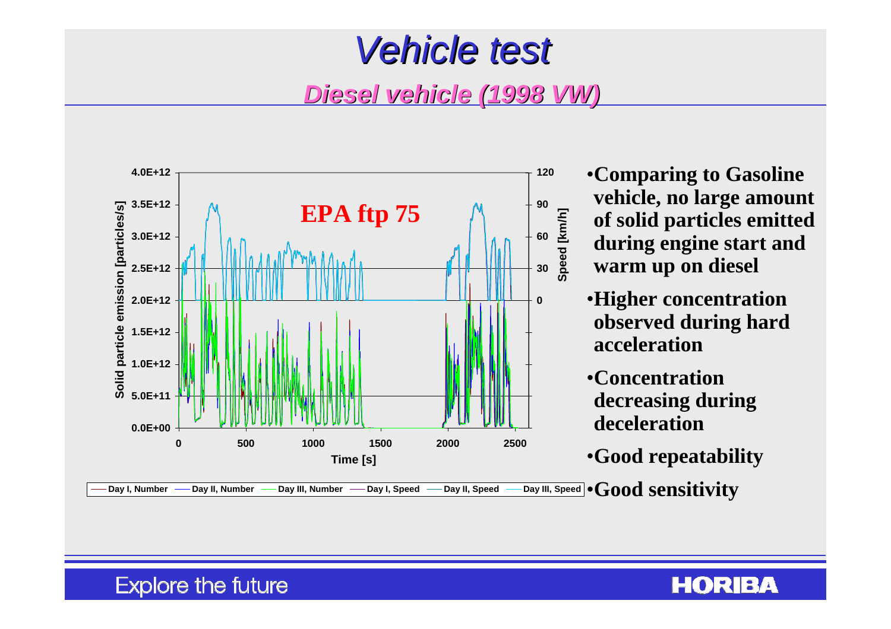# *Vehicle test*

## *Diesel vehicle (1998 VW)*

- **Comparing to Gasoline vehicle, no large amount of solid particles emitted during engine start and warm up on diesel**
- **Higher concentration observed during hard acceleration**
- **Concentration decreasing during deceleration**
- **Good repeatability**
- **Good sensitivity**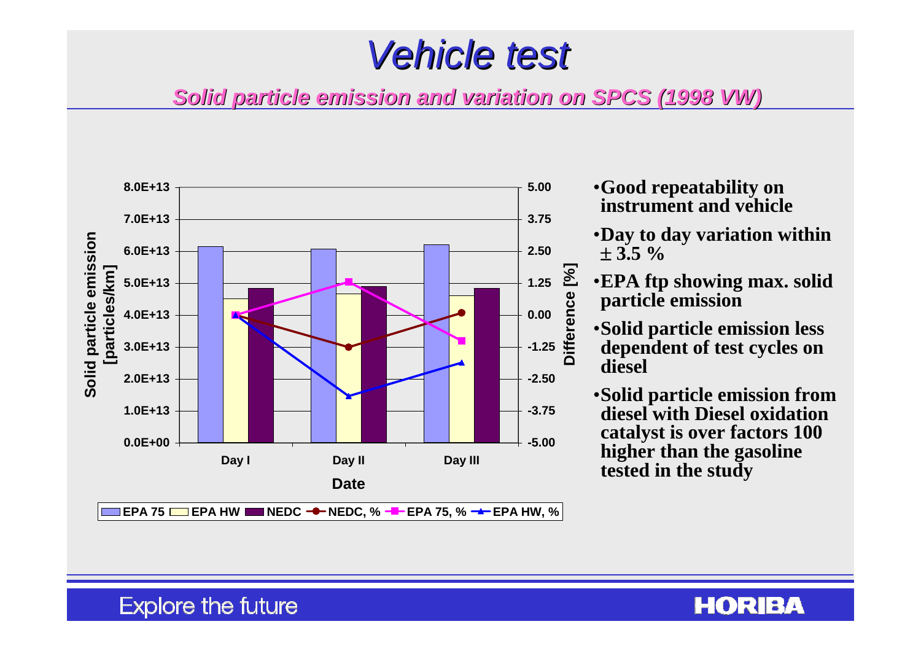# Vehicle test

## *Solid particle emission and variation on SPCS (1998 VW)*

Solid particle emission [particles/km]

8.0E+13
7.0E+13
6.0E+13
5.0E+13
4.0E+13
3.0E+13
2.0E+13
1.0E+13
0.0E+00

Difference [%]

5.00
3.75
2.50
1.25
0.00
-1.25
-2.50
-3.75
-5.00

Day I  Day II  Day III

Date

EPA 75  EPA HW  NEDC  NEDC, %  EPA 75, %  EPA HW, %

- **Good repeatability on instrument and vehicle**
- **Day to day variation within ± 3.5 %**
- **EPA ftp showing max. solid particle emission**
- **Solid particle emission less dependent of test cycles on diesel**
- **Solid particle emission from diesel with Diesel oxidation catalyst is over factors 100 higher than the gasoline tested in the study**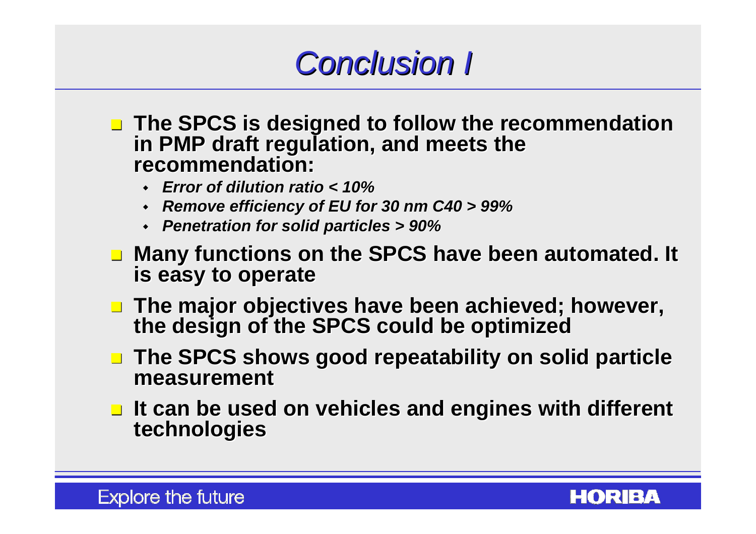# Conclusion I

- **The SPCS is designed to follow the recommendation in PMP draft regulation, and meets the recommendation:**
  - ***Error of dilution ratio < 10%***
  - ***Remove efficiency of EU for 30 nm C40 > 99%***
  - ***Penetration for solid particles > 90%***
- **Many functions on the SPCS have been automated. It is easy to operate**
- **The major objectives have been achieved; however, the design of the SPCS could be optimized**
- **The SPCS shows good repeatability on solid particle measurement**
- **It can be used on vehicles and engines with different technologies**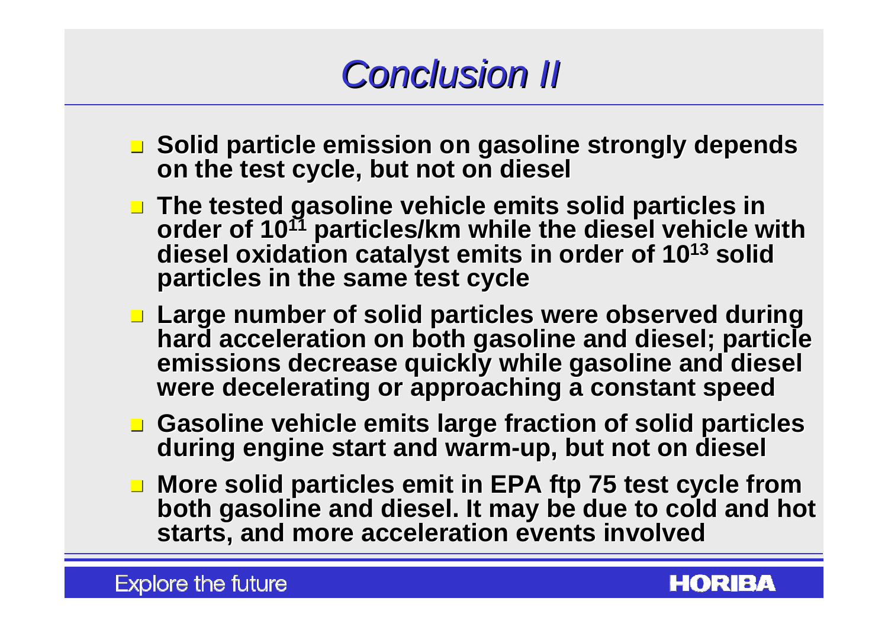# Conclusion II

- Solid particle emission on gasoline strongly depends on the test cycle, but not on diesel
- The tested gasoline vehicle emits solid particles in order of $10^{11}$ particles/km while the diesel vehicle with diesel oxidation catalyst emits in order of $10^{13}$ solid particles in the same test cycle
- Large number of solid particles were observed during hard acceleration on both gasoline and diesel; particle emissions decrease quickly while gasoline and diesel were decelerating or approaching a constant speed
- Gasoline vehicle emits large fraction of solid particles during engine start and warm-up, but not on diesel
- More solid particles emit in EPA ftp 75 test cycle from both gasoline and diesel. It may be due to cold and hot starts, and more acceleration events involved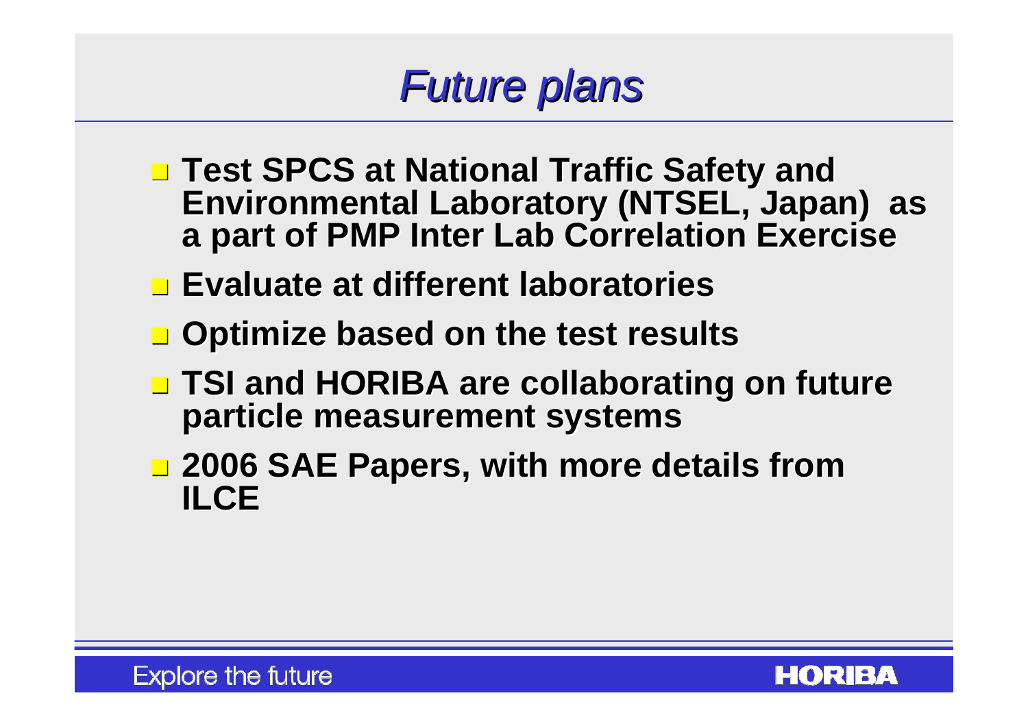# *Future plans*

- **Test SPCS at National Traffic Safety and Environmental Laboratory (NTSEL, Japan) as a part of PMP Inter Lab Correlation Exercise**
- **Evaluate at different laboratories**
- **Optimize based on the test results**
- **TSI and HORIBA are collaborating on future particle measurement systems**
- **2006 SAE Papers, with more details from ILCE**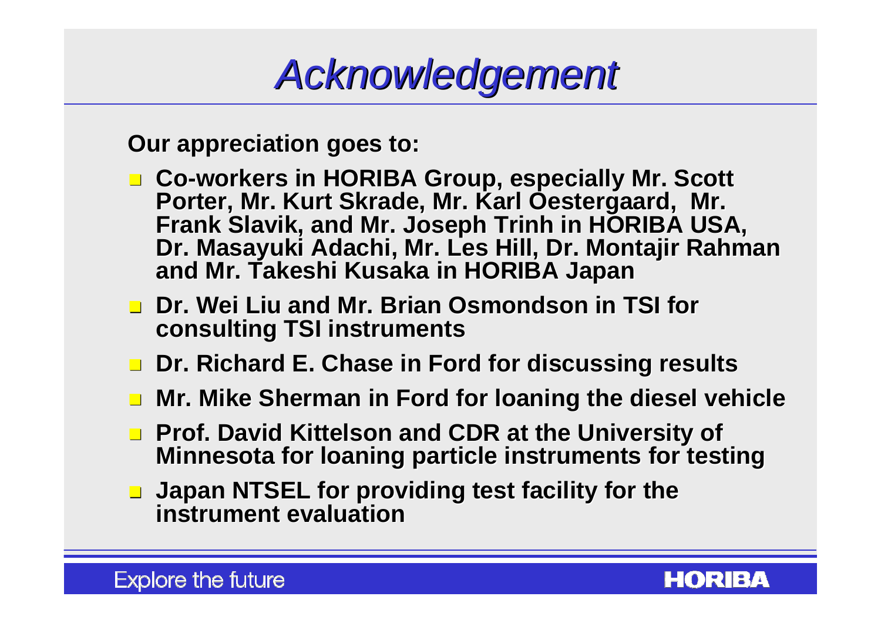# *Acknowledgement*

**Our appreciation goes to:**

- **Co-workers in HORIBA Group, especially Mr. Scott Porter, Mr. Kurt Skrade, Mr. Karl Oestergaard, Mr. Frank Slavik, and Mr. Joseph Trinh in HORIBA USA, Dr. Masayuki Adachi, Mr. Les Hill, Dr. Montajir Rahman and Mr. Takeshi Kusaka in HORIBA Japan**
- **Dr. Wei Liu and Mr. Brian Osmondson in TSI for consulting TSI instruments**
- **Dr. Richard E. Chase in Ford for discussing results**
- **Mr. Mike Sherman in Ford for loaning the diesel vehicle**
- **Prof. David Kittelson and CDR at the University of Minnesota for loaning particle instruments for testing**
- **Japan NTSEL for providing test facility for the instrument evaluation**